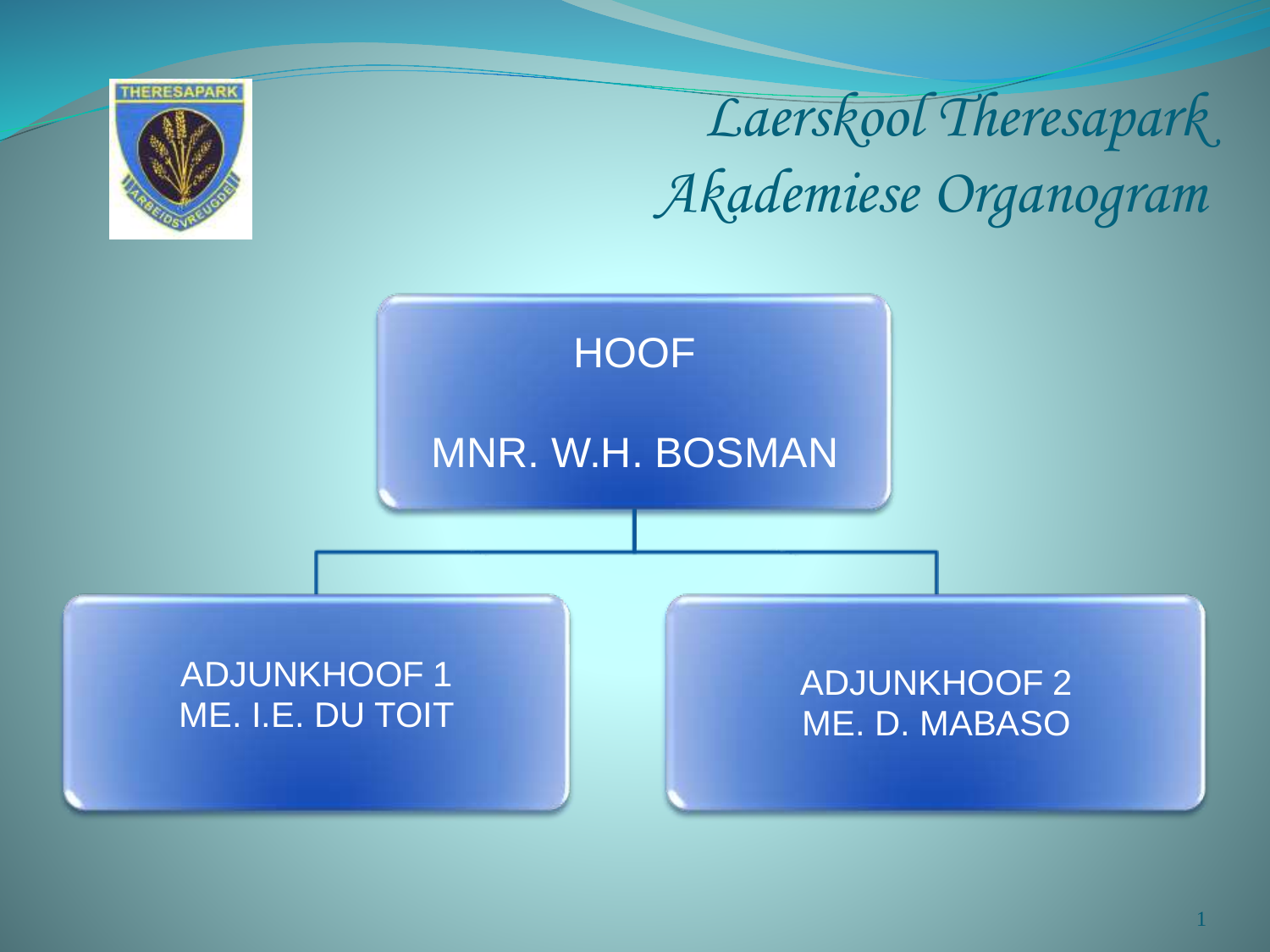# Laerskool Theresapark
## Akademiese Organogram

**HOOF**

MNR. W.H. BOSMAN

- ADJUNKHOOF 1
  ME. I.E. DU TOIT
- ADJUNKHOOF 2
  ME. D. MABASO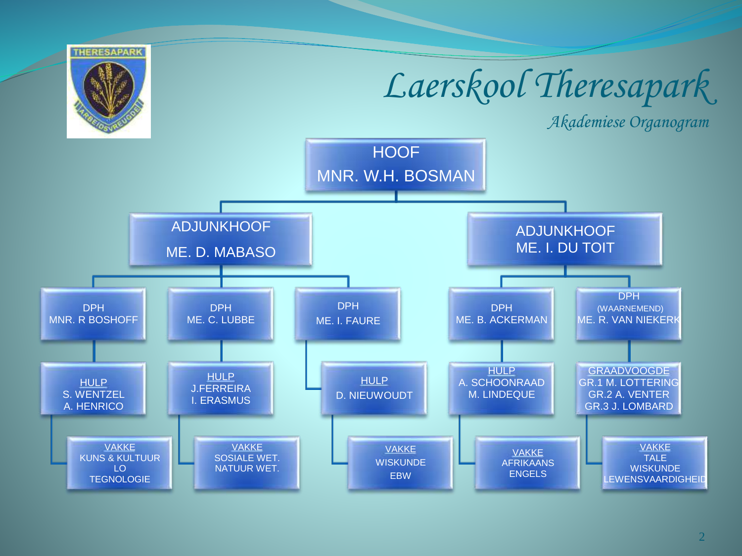# Laerskool Theresapark

*Akademiese Organogram*

- **HOOF** – MNR. W.H. BOSMAN
  - **ADJUNKHOOF** – ME. D. MABASO
    - **DPH** – MNR. R BOSHOFF
      - **HULP** – S. WENTZEL, A. HENRICO
        - **VAKKE** – KUNS & KULTUUR, LO, TEGNOLOGIE
    - **DPH** – ME. C. LUBBE
      - **HULP** – J.FERREIRA, I. ERASMUS
        - **VAKKE** – SOSIALE WET., NATUUR WET.
    - **DPH** – ME. I. FAURE
      - **HULP** – D. NIEUWOUDT
        - **VAKKE** – WISKUNDE, EBW
  - **ADJUNKHOOF** – ME. I. DU TOIT
    - **DPH** – ME. B. ACKERMAN
      - **HULP** – A. SCHOONRAAD, M. LINDEQUE
        - **VAKKE** – AFRIKAANS, ENGELS
    - **DPH (WAARNEMEND)** – ME. R. VAN NIEKERK
      - **GRAADVOOGDE** – GR.1 M. LOTTERING, GR.2 A. VENTER, GR.3 J. LOMBARD
        - **VAKKE** – TALE, WISKUNDE, LEWENSVAARDIGHEID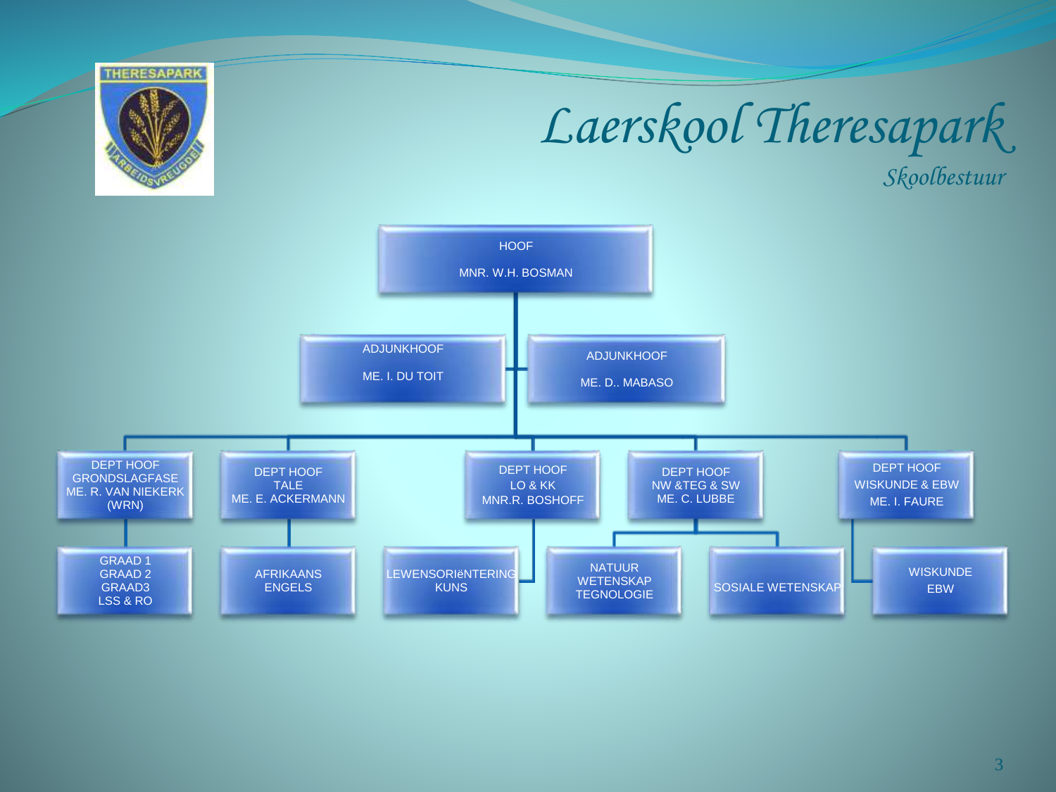# Laerskool Theresapark

*Skoolbestuur*

- **HOOF** — MNR. W.H. BOSMAN
  - **ADJUNKHOOF** — ME. I. DU TOIT
  - **ADJUNKHOOF** — ME. D.. MABASO
  - **DEPT HOOF GRONDSLAGFASE** — ME. R. VAN NIEKERK (WRN)
    - GRAAD 1
    - GRAAD 2
    - GRAAD3
    - LSS & RO
  - **DEPT HOOF TALE** — ME. E. ACKERMANN
    - AFRIKAANS
    - ENGELS
  - **DEPT HOOF LO & KK** — MNR.R. BOSHOFF
    - LEWENSORIëNTERING
    - KUNS
  - **DEPT HOOF NW &TEG & SW** — ME. C. LUBBE
    - NATUUR WETENSKAP TEGNOLOGIE
    - SOSIALE WETENSKAP
  - **DEPT HOOF WISKUNDE & EBW** — ME. I. FAURE
    - WISKUNDE
    - EBW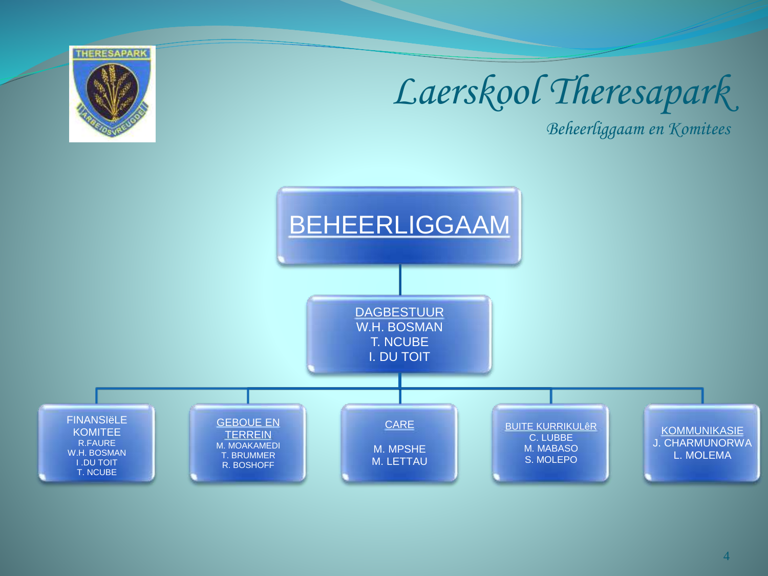# Laerskool Theresapark

*Beheerliggaam en Komitees*

## BEHEERLIGGAAM

### DAGBESTUUR
W.H. BOSMAN
T. NCUBE
I. DU TOIT

**FINANSIëLE KOMITEE**
R.FAURE
W.H. BOSMAN
I .DU TOIT
T. NCUBE

**GEBOUE EN TERREIN**
M. MOAKAMEDI
T. BRUMMER
R. BOSHOFF

**CARE**
M. MPSHE
M. LETTAU

**BUITE KURRIKULêR**
C. LUBBE
M. MABASO
S. MOLEPO

**KOMMUNIKASIE**
J. CHARMUNORWA
L. MOLEMA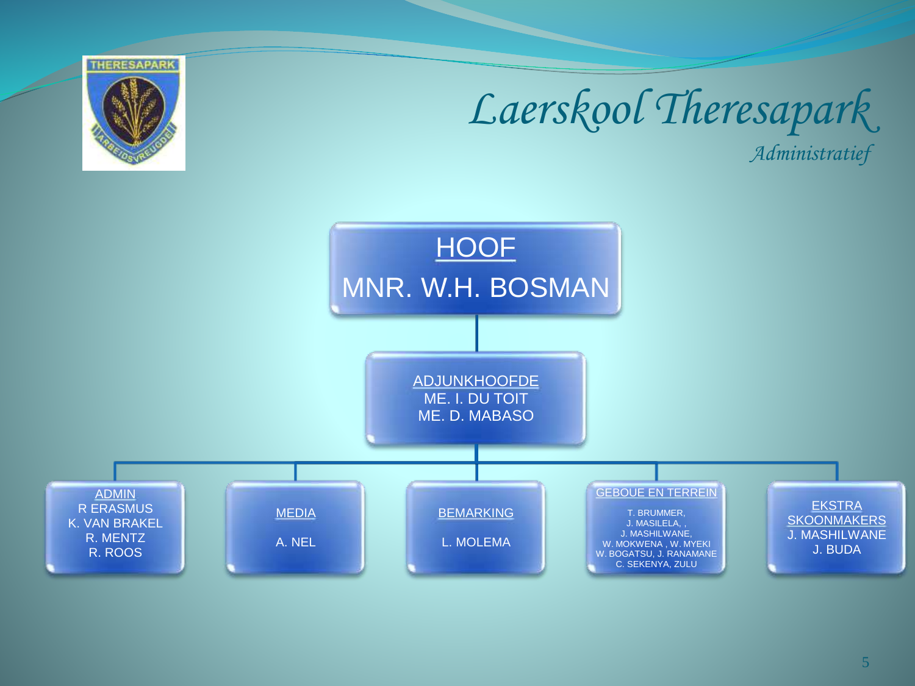# Laerskool Theresapark

*Administratief*

## HOOF

MNR. W.H. BOSMAN

### ADJUNKHOOFDE

ME. I. DU TOIT
ME. D. MABASO

**ADMIN**
R ERASMUS
K. VAN BRAKEL
R. MENTZ
R. ROOS

**MEDIA**
A. NEL

**BEMARKING**
L. MOLEMA

**GEBOUE EN TERREIN**
T. BRUMMER,
J. MASILELA, ,
J. MASHILWANE,
W. MOKWENA , W. MYEKI
W. BOGATSU, J. RANAMANE
C. SEKENYA, ZULU

**EKSTRA SKOONMAKERS**
J. MASHILWANE
J. BUDA